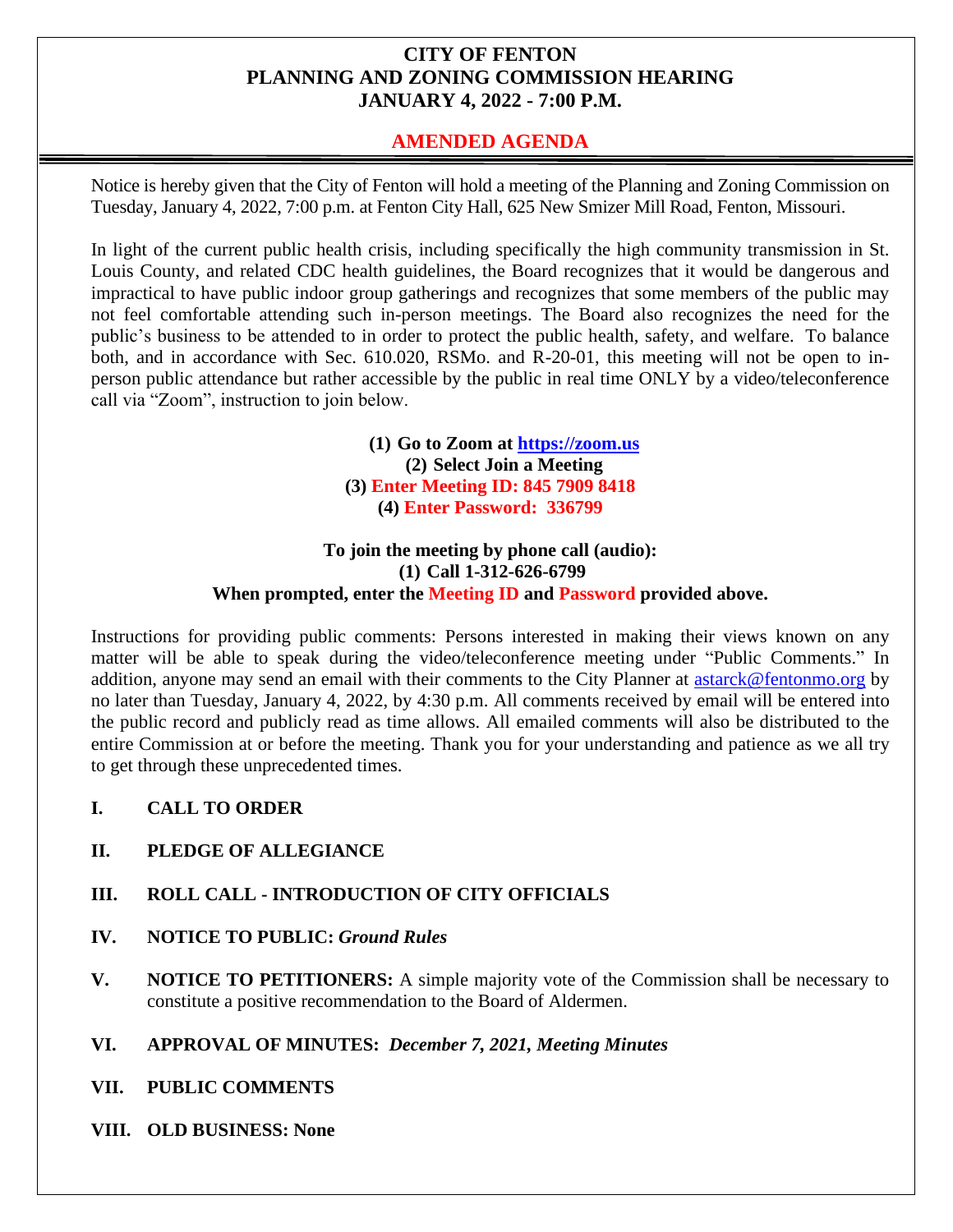# CITY OF FENTON
# PLANNING AND ZONING COMMISSION HEARING
# JANUARY 4, 2022 - 7:00 P.M.

## AMENDED AGENDA

Notice is hereby given that the City of Fenton will hold a meeting of the Planning and Zoning Commission on Tuesday, January 4, 2022, 7:00 p.m. at Fenton City Hall, 625 New Smizer Mill Road, Fenton, Missouri.

In light of the current public health crisis, including specifically the high community transmission in St. Louis County, and related CDC health guidelines, the Board recognizes that it would be dangerous and impractical to have public indoor group gatherings and recognizes that some members of the public may not feel comfortable attending such in-person meetings. The Board also recognizes the need for the public's business to be attended to in order to protect the public health, safety, and welfare. To balance both, and in accordance with Sec. 610.020, RSMo. and R-20-01, this meeting will not be open to in-person public attendance but rather accessible by the public in real time ONLY by a video/teleconference call via "Zoom", instruction to join below.

**(1) Go to Zoom at https://zoom.us**
**(2) Select Join a Meeting**
**(3) Enter Meeting ID: 845 7909 8418**
**(4) Enter Password: 336799**

**To join the meeting by phone call (audio):**
**(1) Call 1-312-626-6799**
**When prompted, enter the Meeting ID and Password provided above.**

Instructions for providing public comments: Persons interested in making their views known on any matter will be able to speak during the video/teleconference meeting under "Public Comments." In addition, anyone may send an email with their comments to the City Planner at astarck@fentonmo.org by no later than Tuesday, January 4, 2022, by 4:30 p.m. All comments received by email will be entered into the public record and publicly read as time allows. All emailed comments will also be distributed to the entire Commission at or before the meeting. Thank you for your understanding and patience as we all try to get through these unprecedented times.

**I. CALL TO ORDER**

**II. PLEDGE OF ALLEGIANCE**

**III. ROLL CALL - INTRODUCTION OF CITY OFFICIALS**

**IV. NOTICE TO PUBLIC:** ***Ground Rules***

**V. NOTICE TO PETITIONERS:** A simple majority vote of the Commission shall be necessary to constitute a positive recommendation to the Board of Aldermen.

**VI. APPROVAL OF MINUTES:** ***December 7, 2021, Meeting Minutes***

**VII. PUBLIC COMMENTS**

**VIII. OLD BUSINESS: None**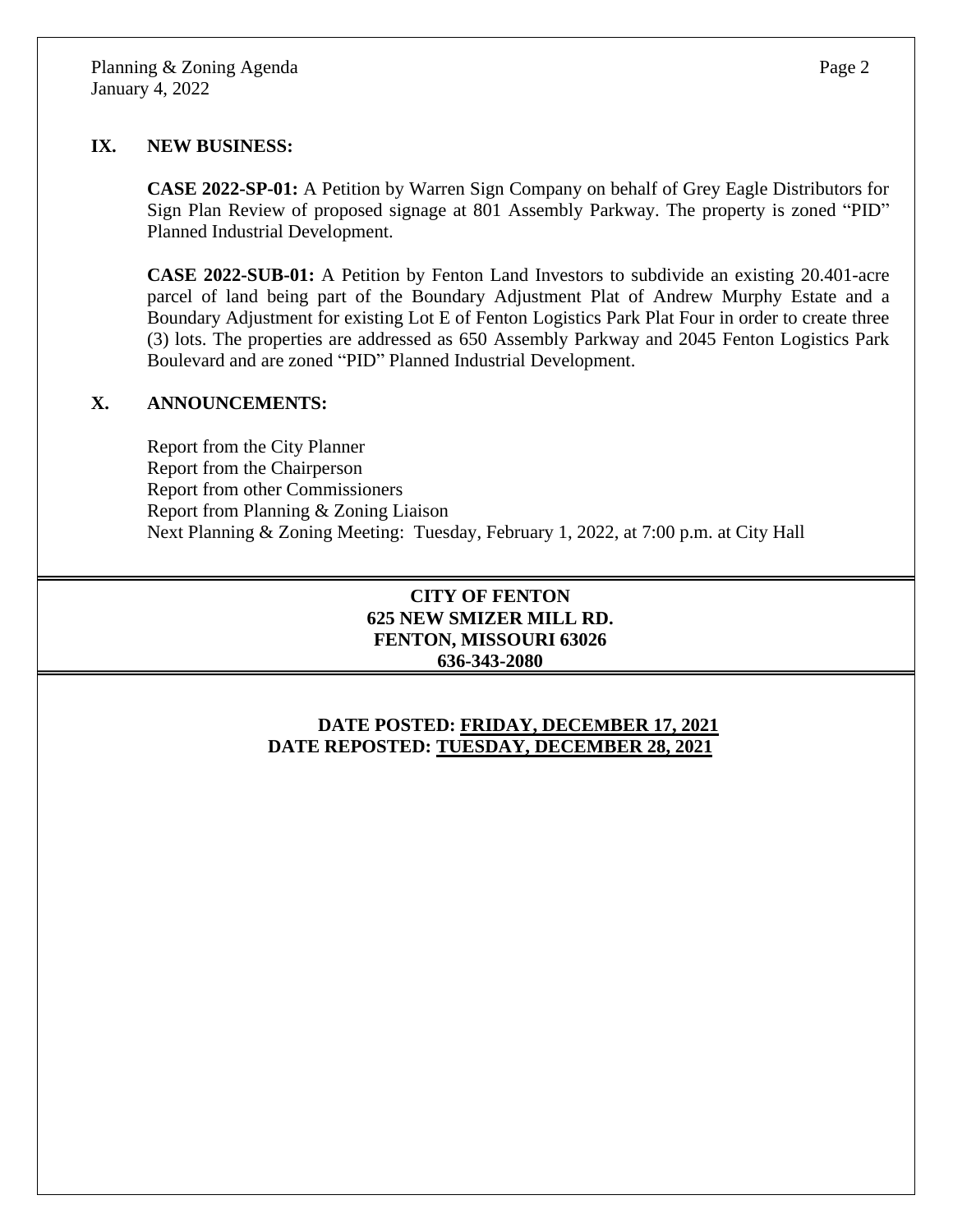## IX. NEW BUSINESS:

**CASE 2022-SP-01:** A Petition by Warren Sign Company on behalf of Grey Eagle Distributors for Sign Plan Review of proposed signage at 801 Assembly Parkway. The property is zoned "PID" Planned Industrial Development.

**CASE 2022-SUB-01:** A Petition by Fenton Land Investors to subdivide an existing 20.401-acre parcel of land being part of the Boundary Adjustment Plat of Andrew Murphy Estate and a Boundary Adjustment for existing Lot E of Fenton Logistics Park Plat Four in order to create three (3) lots. The properties are addressed as 650 Assembly Parkway and 2045 Fenton Logistics Park Boulevard and are zoned "PID" Planned Industrial Development.

## X. ANNOUNCEMENTS:

Report from the City Planner
Report from the Chairperson
Report from other Commissioners
Report from Planning & Zoning Liaison
Next Planning & Zoning Meeting: Tuesday, February 1, 2022, at 7:00 p.m. at City Hall

**CITY OF FENTON**
**625 NEW SMIZER MILL RD.**
**FENTON, MISSOURI 63026**
**636-343-2080**

**DATE POSTED: FRIDAY, DECEMBER 17, 2021**
**DATE REPOSTED: TUESDAY, DECEMBER 28, 2021**